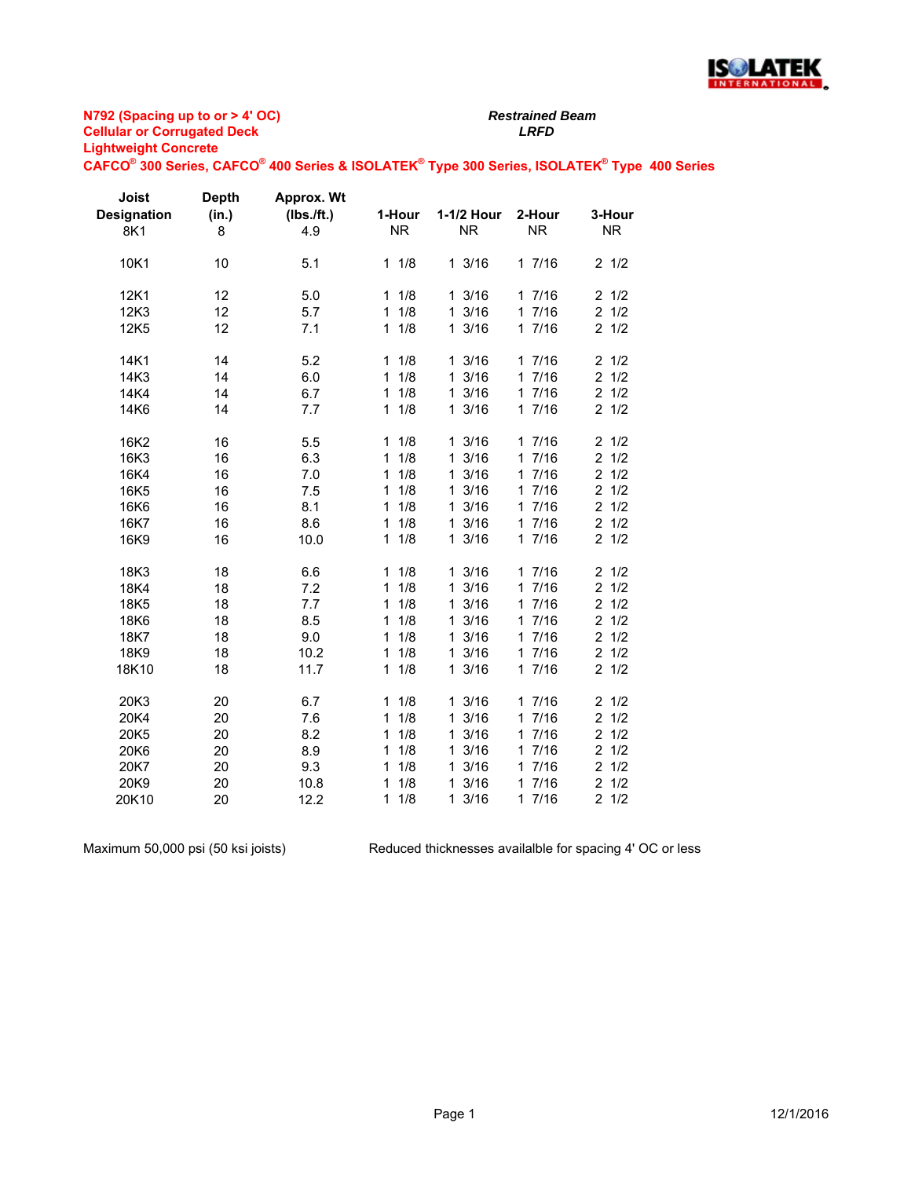**N792 (Spacing up to or > 4' OC)**
**Cellular or Corrugated Deck**
**Lightweight Concrete**
**CAFCO® 300 Series, CAFCO® 400 Series & ISOLATEK® Type 300 Series, ISOLATEK® Type 400 Series**

***Restrained Beam***
***LRFD***

| Joist Designation | Depth (in.) | Approx. Wt (lbs./ft.) | 1-Hour | 1-1/2 Hour | 2-Hour | 3-Hour |
|---|---|---|---|---|---|---|
| 8K1 | 8 | 4.9 | NR | NR | NR | NR |
| 10K1 | 10 | 5.1 | 1 1/8 | 1 3/16 | 1 7/16 | 2 1/2 |
| 12K1 | 12 | 5.0 | 1 1/8 | 1 3/16 | 1 7/16 | 2 1/2 |
| 12K3 | 12 | 5.7 | 1 1/8 | 1 3/16 | 1 7/16 | 2 1/2 |
| 12K5 | 12 | 7.1 | 1 1/8 | 1 3/16 | 1 7/16 | 2 1/2 |
| 14K1 | 14 | 5.2 | 1 1/8 | 1 3/16 | 1 7/16 | 2 1/2 |
| 14K3 | 14 | 6.0 | 1 1/8 | 1 3/16 | 1 7/16 | 2 1/2 |
| 14K4 | 14 | 6.7 | 1 1/8 | 1 3/16 | 1 7/16 | 2 1/2 |
| 14K6 | 14 | 7.7 | 1 1/8 | 1 3/16 | 1 7/16 | 2 1/2 |
| 16K2 | 16 | 5.5 | 1 1/8 | 1 3/16 | 1 7/16 | 2 1/2 |
| 16K3 | 16 | 6.3 | 1 1/8 | 1 3/16 | 1 7/16 | 2 1/2 |
| 16K4 | 16 | 7.0 | 1 1/8 | 1 3/16 | 1 7/16 | 2 1/2 |
| 16K5 | 16 | 7.5 | 1 1/8 | 1 3/16 | 1 7/16 | 2 1/2 |
| 16K6 | 16 | 8.1 | 1 1/8 | 1 3/16 | 1 7/16 | 2 1/2 |
| 16K7 | 16 | 8.6 | 1 1/8 | 1 3/16 | 1 7/16 | 2 1/2 |
| 16K9 | 16 | 10.0 | 1 1/8 | 1 3/16 | 1 7/16 | 2 1/2 |
| 18K3 | 18 | 6.6 | 1 1/8 | 1 3/16 | 1 7/16 | 2 1/2 |
| 18K4 | 18 | 7.2 | 1 1/8 | 1 3/16 | 1 7/16 | 2 1/2 |
| 18K5 | 18 | 7.7 | 1 1/8 | 1 3/16 | 1 7/16 | 2 1/2 |
| 18K6 | 18 | 8.5 | 1 1/8 | 1 3/16 | 1 7/16 | 2 1/2 |
| 18K7 | 18 | 9.0 | 1 1/8 | 1 3/16 | 1 7/16 | 2 1/2 |
| 18K9 | 18 | 10.2 | 1 1/8 | 1 3/16 | 1 7/16 | 2 1/2 |
| 18K10 | 18 | 11.7 | 1 1/8 | 1 3/16 | 1 7/16 | 2 1/2 |
| 20K3 | 20 | 6.7 | 1 1/8 | 1 3/16 | 1 7/16 | 2 1/2 |
| 20K4 | 20 | 7.6 | 1 1/8 | 1 3/16 | 1 7/16 | 2 1/2 |
| 20K5 | 20 | 8.2 | 1 1/8 | 1 3/16 | 1 7/16 | 2 1/2 |
| 20K6 | 20 | 8.9 | 1 1/8 | 1 3/16 | 1 7/16 | 2 1/2 |
| 20K7 | 20 | 9.3 | 1 1/8 | 1 3/16 | 1 7/16 | 2 1/2 |
| 20K9 | 20 | 10.8 | 1 1/8 | 1 3/16 | 1 7/16 | 2 1/2 |
| 20K10 | 20 | 12.2 | 1 1/8 | 1 3/16 | 1 7/16 | 2 1/2 |

Maximum 50,000 psi (50 ksi joists)

Reduced thicknesses availalble for spacing 4' OC or less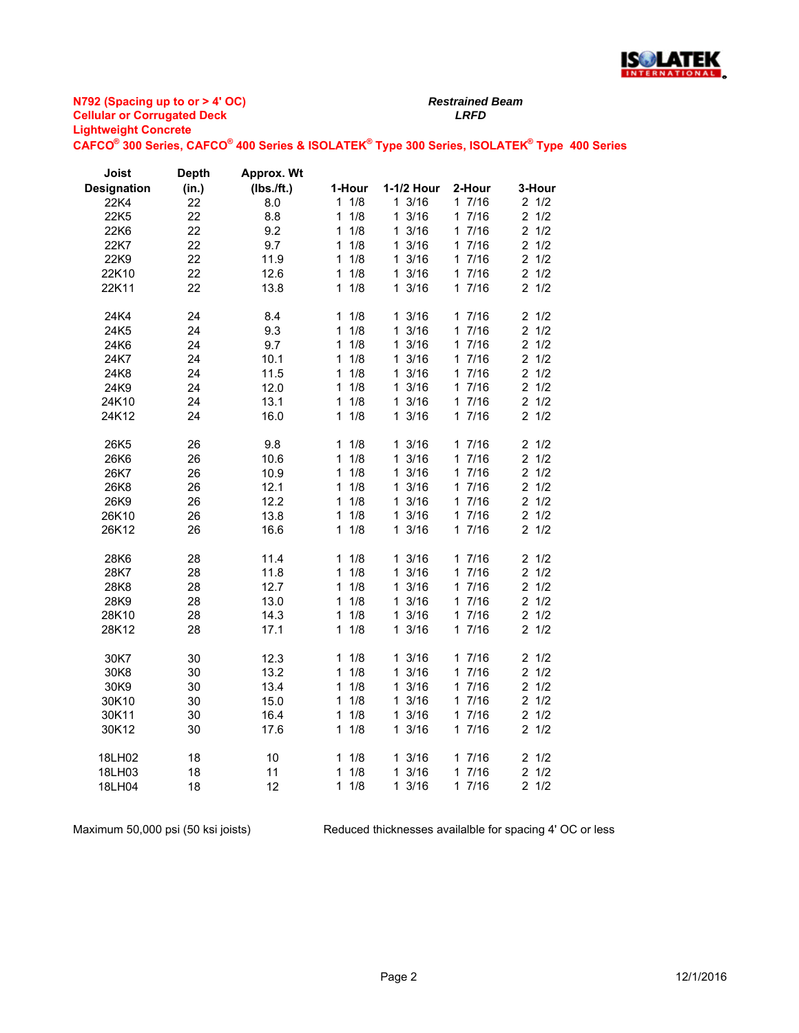**N792 (Spacing up to or > 4' OC)**
**Cellular or Corrugated Deck**
**Lightweight Concrete**
**CAFCO® 300 Series, CAFCO® 400 Series & ISOLATEK® Type 300 Series, ISOLATEK® Type 400 Series**

***Restrained Beam***
***LRFD***

| Joist Designation | Depth (in.) | Approx. Wt (lbs./ft.) | 1-Hour | 1-1/2 Hour | 2-Hour | 3-Hour |
|---|---|---|---|---|---|---|
| 22K4 | 22 | 8.0 | 1 1/8 | 1 3/16 | 1 7/16 | 2 1/2 |
| 22K5 | 22 | 8.8 | 1 1/8 | 1 3/16 | 1 7/16 | 2 1/2 |
| 22K6 | 22 | 9.2 | 1 1/8 | 1 3/16 | 1 7/16 | 2 1/2 |
| 22K7 | 22 | 9.7 | 1 1/8 | 1 3/16 | 1 7/16 | 2 1/2 |
| 22K9 | 22 | 11.9 | 1 1/8 | 1 3/16 | 1 7/16 | 2 1/2 |
| 22K10 | 22 | 12.6 | 1 1/8 | 1 3/16 | 1 7/16 | 2 1/2 |
| 22K11 | 22 | 13.8 | 1 1/8 | 1 3/16 | 1 7/16 | 2 1/2 |
| | | | | | | |
| 24K4 | 24 | 8.4 | 1 1/8 | 1 3/16 | 1 7/16 | 2 1/2 |
| 24K5 | 24 | 9.3 | 1 1/8 | 1 3/16 | 1 7/16 | 2 1/2 |
| 24K6 | 24 | 9.7 | 1 1/8 | 1 3/16 | 1 7/16 | 2 1/2 |
| 24K7 | 24 | 10.1 | 1 1/8 | 1 3/16 | 1 7/16 | 2 1/2 |
| 24K8 | 24 | 11.5 | 1 1/8 | 1 3/16 | 1 7/16 | 2 1/2 |
| 24K9 | 24 | 12.0 | 1 1/8 | 1 3/16 | 1 7/16 | 2 1/2 |
| 24K10 | 24 | 13.1 | 1 1/8 | 1 3/16 | 1 7/16 | 2 1/2 |
| 24K12 | 24 | 16.0 | 1 1/8 | 1 3/16 | 1 7/16 | 2 1/2 |
| | | | | | | |
| 26K5 | 26 | 9.8 | 1 1/8 | 1 3/16 | 1 7/16 | 2 1/2 |
| 26K6 | 26 | 10.6 | 1 1/8 | 1 3/16 | 1 7/16 | 2 1/2 |
| 26K7 | 26 | 10.9 | 1 1/8 | 1 3/16 | 1 7/16 | 2 1/2 |
| 26K8 | 26 | 12.1 | 1 1/8 | 1 3/16 | 1 7/16 | 2 1/2 |
| 26K9 | 26 | 12.2 | 1 1/8 | 1 3/16 | 1 7/16 | 2 1/2 |
| 26K10 | 26 | 13.8 | 1 1/8 | 1 3/16 | 1 7/16 | 2 1/2 |
| 26K12 | 26 | 16.6 | 1 1/8 | 1 3/16 | 1 7/16 | 2 1/2 |
| | | | | | | |
| 28K6 | 28 | 11.4 | 1 1/8 | 1 3/16 | 1 7/16 | 2 1/2 |
| 28K7 | 28 | 11.8 | 1 1/8 | 1 3/16 | 1 7/16 | 2 1/2 |
| 28K8 | 28 | 12.7 | 1 1/8 | 1 3/16 | 1 7/16 | 2 1/2 |
| 28K9 | 28 | 13.0 | 1 1/8 | 1 3/16 | 1 7/16 | 2 1/2 |
| 28K10 | 28 | 14.3 | 1 1/8 | 1 3/16 | 1 7/16 | 2 1/2 |
| 28K12 | 28 | 17.1 | 1 1/8 | 1 3/16 | 1 7/16 | 2 1/2 |
| | | | | | | |
| 30K7 | 30 | 12.3 | 1 1/8 | 1 3/16 | 1 7/16 | 2 1/2 |
| 30K8 | 30 | 13.2 | 1 1/8 | 1 3/16 | 1 7/16 | 2 1/2 |
| 30K9 | 30 | 13.4 | 1 1/8 | 1 3/16 | 1 7/16 | 2 1/2 |
| 30K10 | 30 | 15.0 | 1 1/8 | 1 3/16 | 1 7/16 | 2 1/2 |
| 30K11 | 30 | 16.4 | 1 1/8 | 1 3/16 | 1 7/16 | 2 1/2 |
| 30K12 | 30 | 17.6 | 1 1/8 | 1 3/16 | 1 7/16 | 2 1/2 |
| | | | | | | |
| 18LH02 | 18 | 10 | 1 1/8 | 1 3/16 | 1 7/16 | 2 1/2 |
| 18LH03 | 18 | 11 | 1 1/8 | 1 3/16 | 1 7/16 | 2 1/2 |
| 18LH04 | 18 | 12 | 1 1/8 | 1 3/16 | 1 7/16 | 2 1/2 |

Maximum 50,000 psi (50 ksi joists)

Reduced thicknesses availalble for spacing 4' OC or less

12/1/2016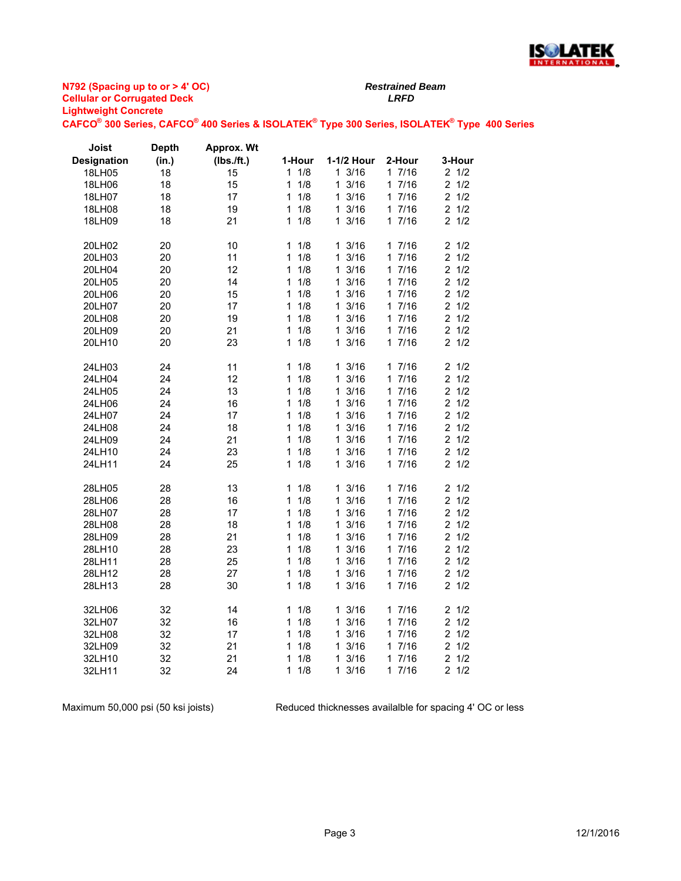**N792 (Spacing up to or > 4' OC)**
**Cellular or Corrugated Deck**
**Lightweight Concrete**

***Restrained Beam***
***LRFD***

**CAFCO® 300 Series, CAFCO® 400 Series & ISOLATEK® Type 300 Series, ISOLATEK® Type 400 Series**

| Joist Designation | Depth (in.) | Approx. Wt (lbs./ft.) | 1-Hour | 1-1/2 Hour | 2-Hour | 3-Hour |
|---|---|---|---|---|---|---|
| 18LH05 | 18 | 15 | 1 1/8 | 1 3/16 | 1 7/16 | 2 1/2 |
| 18LH06 | 18 | 15 | 1 1/8 | 1 3/16 | 1 7/16 | 2 1/2 |
| 18LH07 | 18 | 17 | 1 1/8 | 1 3/16 | 1 7/16 | 2 1/2 |
| 18LH08 | 18 | 19 | 1 1/8 | 1 3/16 | 1 7/16 | 2 1/2 |
| 18LH09 | 18 | 21 | 1 1/8 | 1 3/16 | 1 7/16 | 2 1/2 |
| | | | | | | |
| 20LH02 | 20 | 10 | 1 1/8 | 1 3/16 | 1 7/16 | 2 1/2 |
| 20LH03 | 20 | 11 | 1 1/8 | 1 3/16 | 1 7/16 | 2 1/2 |
| 20LH04 | 20 | 12 | 1 1/8 | 1 3/16 | 1 7/16 | 2 1/2 |
| 20LH05 | 20 | 14 | 1 1/8 | 1 3/16 | 1 7/16 | 2 1/2 |
| 20LH06 | 20 | 15 | 1 1/8 | 1 3/16 | 1 7/16 | 2 1/2 |
| 20LH07 | 20 | 17 | 1 1/8 | 1 3/16 | 1 7/16 | 2 1/2 |
| 20LH08 | 20 | 19 | 1 1/8 | 1 3/16 | 1 7/16 | 2 1/2 |
| 20LH09 | 20 | 21 | 1 1/8 | 1 3/16 | 1 7/16 | 2 1/2 |
| 20LH10 | 20 | 23 | 1 1/8 | 1 3/16 | 1 7/16 | 2 1/2 |
| | | | | | | |
| 24LH03 | 24 | 11 | 1 1/8 | 1 3/16 | 1 7/16 | 2 1/2 |
| 24LH04 | 24 | 12 | 1 1/8 | 1 3/16 | 1 7/16 | 2 1/2 |
| 24LH05 | 24 | 13 | 1 1/8 | 1 3/16 | 1 7/16 | 2 1/2 |
| 24LH06 | 24 | 16 | 1 1/8 | 1 3/16 | 1 7/16 | 2 1/2 |
| 24LH07 | 24 | 17 | 1 1/8 | 1 3/16 | 1 7/16 | 2 1/2 |
| 24LH08 | 24 | 18 | 1 1/8 | 1 3/16 | 1 7/16 | 2 1/2 |
| 24LH09 | 24 | 21 | 1 1/8 | 1 3/16 | 1 7/16 | 2 1/2 |
| 24LH10 | 24 | 23 | 1 1/8 | 1 3/16 | 1 7/16 | 2 1/2 |
| 24LH11 | 24 | 25 | 1 1/8 | 1 3/16 | 1 7/16 | 2 1/2 |
| | | | | | | |
| 28LH05 | 28 | 13 | 1 1/8 | 1 3/16 | 1 7/16 | 2 1/2 |
| 28LH06 | 28 | 16 | 1 1/8 | 1 3/16 | 1 7/16 | 2 1/2 |
| 28LH07 | 28 | 17 | 1 1/8 | 1 3/16 | 1 7/16 | 2 1/2 |
| 28LH08 | 28 | 18 | 1 1/8 | 1 3/16 | 1 7/16 | 2 1/2 |
| 28LH09 | 28 | 21 | 1 1/8 | 1 3/16 | 1 7/16 | 2 1/2 |
| 28LH10 | 28 | 23 | 1 1/8 | 1 3/16 | 1 7/16 | 2 1/2 |
| 28LH11 | 28 | 25 | 1 1/8 | 1 3/16 | 1 7/16 | 2 1/2 |
| 28LH12 | 28 | 27 | 1 1/8 | 1 3/16 | 1 7/16 | 2 1/2 |
| 28LH13 | 28 | 30 | 1 1/8 | 1 3/16 | 1 7/16 | 2 1/2 |
| | | | | | | |
| 32LH06 | 32 | 14 | 1 1/8 | 1 3/16 | 1 7/16 | 2 1/2 |
| 32LH07 | 32 | 16 | 1 1/8 | 1 3/16 | 1 7/16 | 2 1/2 |
| 32LH08 | 32 | 17 | 1 1/8 | 1 3/16 | 1 7/16 | 2 1/2 |
| 32LH09 | 32 | 21 | 1 1/8 | 1 3/16 | 1 7/16 | 2 1/2 |
| 32LH10 | 32 | 21 | 1 1/8 | 1 3/16 | 1 7/16 | 2 1/2 |
| 32LH11 | 32 | 24 | 1 1/8 | 1 3/16 | 1 7/16 | 2 1/2 |

Maximum 50,000 psi (50 ksi joists)

Reduced thicknesses availalble for spacing 4' OC or less

12/1/2016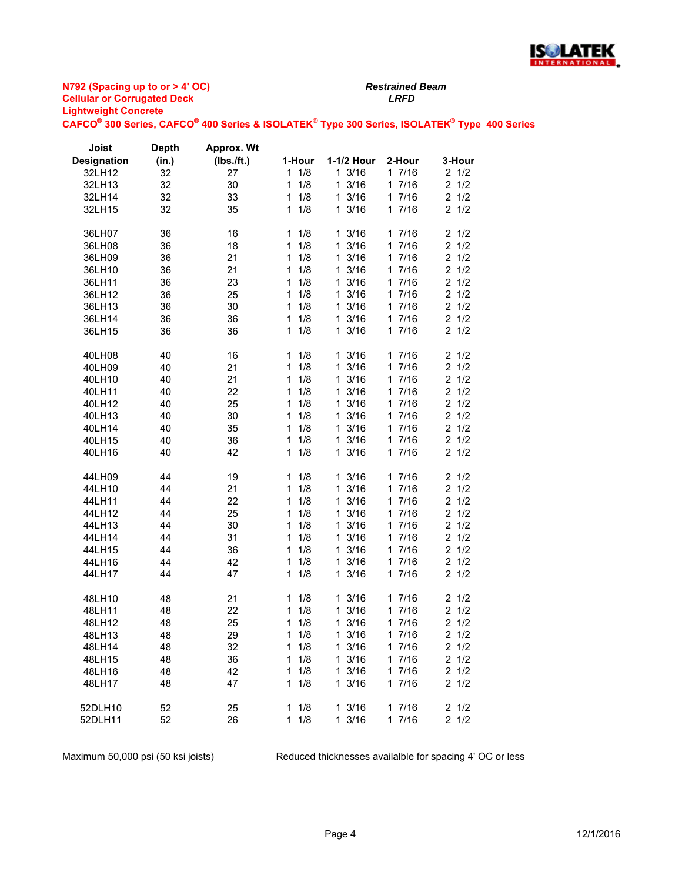**N792 (Spacing up to or > 4' OC)**
**Cellular or Corrugated Deck**
**Lightweight Concrete**

***Restrained Beam***
***LRFD***

**CAFCO® 300 Series, CAFCO® 400 Series & ISOLATEK® Type 300 Series, ISOLATEK® Type 400 Series**

| Joist Designation | Depth (in.) | Approx. Wt (lbs./ft.) | 1-Hour | 1-1/2 Hour | 2-Hour | 3-Hour |
|---|---|---|---|---|---|---|
| 32LH12 | 32 | 27 | 1 1/8 | 1 3/16 | 1 7/16 | 2 1/2 |
| 32LH13 | 32 | 30 | 1 1/8 | 1 3/16 | 1 7/16 | 2 1/2 |
| 32LH14 | 32 | 33 | 1 1/8 | 1 3/16 | 1 7/16 | 2 1/2 |
| 32LH15 | 32 | 35 | 1 1/8 | 1 3/16 | 1 7/16 | 2 1/2 |
| | | | | | | |
| 36LH07 | 36 | 16 | 1 1/8 | 1 3/16 | 1 7/16 | 2 1/2 |
| 36LH08 | 36 | 18 | 1 1/8 | 1 3/16 | 1 7/16 | 2 1/2 |
| 36LH09 | 36 | 21 | 1 1/8 | 1 3/16 | 1 7/16 | 2 1/2 |
| 36LH10 | 36 | 21 | 1 1/8 | 1 3/16 | 1 7/16 | 2 1/2 |
| 36LH11 | 36 | 23 | 1 1/8 | 1 3/16 | 1 7/16 | 2 1/2 |
| 36LH12 | 36 | 25 | 1 1/8 | 1 3/16 | 1 7/16 | 2 1/2 |
| 36LH13 | 36 | 30 | 1 1/8 | 1 3/16 | 1 7/16 | 2 1/2 |
| 36LH14 | 36 | 36 | 1 1/8 | 1 3/16 | 1 7/16 | 2 1/2 |
| 36LH15 | 36 | 36 | 1 1/8 | 1 3/16 | 1 7/16 | 2 1/2 |
| | | | | | | |
| 40LH08 | 40 | 16 | 1 1/8 | 1 3/16 | 1 7/16 | 2 1/2 |
| 40LH09 | 40 | 21 | 1 1/8 | 1 3/16 | 1 7/16 | 2 1/2 |
| 40LH10 | 40 | 21 | 1 1/8 | 1 3/16 | 1 7/16 | 2 1/2 |
| 40LH11 | 40 | 22 | 1 1/8 | 1 3/16 | 1 7/16 | 2 1/2 |
| 40LH12 | 40 | 25 | 1 1/8 | 1 3/16 | 1 7/16 | 2 1/2 |
| 40LH13 | 40 | 30 | 1 1/8 | 1 3/16 | 1 7/16 | 2 1/2 |
| 40LH14 | 40 | 35 | 1 1/8 | 1 3/16 | 1 7/16 | 2 1/2 |
| 40LH15 | 40 | 36 | 1 1/8 | 1 3/16 | 1 7/16 | 2 1/2 |
| 40LH16 | 40 | 42 | 1 1/8 | 1 3/16 | 1 7/16 | 2 1/2 |
| | | | | | | |
| 44LH09 | 44 | 19 | 1 1/8 | 1 3/16 | 1 7/16 | 2 1/2 |
| 44LH10 | 44 | 21 | 1 1/8 | 1 3/16 | 1 7/16 | 2 1/2 |
| 44LH11 | 44 | 22 | 1 1/8 | 1 3/16 | 1 7/16 | 2 1/2 |
| 44LH12 | 44 | 25 | 1 1/8 | 1 3/16 | 1 7/16 | 2 1/2 |
| 44LH13 | 44 | 30 | 1 1/8 | 1 3/16 | 1 7/16 | 2 1/2 |
| 44LH14 | 44 | 31 | 1 1/8 | 1 3/16 | 1 7/16 | 2 1/2 |
| 44LH15 | 44 | 36 | 1 1/8 | 1 3/16 | 1 7/16 | 2 1/2 |
| 44LH16 | 44 | 42 | 1 1/8 | 1 3/16 | 1 7/16 | 2 1/2 |
| 44LH17 | 44 | 47 | 1 1/8 | 1 3/16 | 1 7/16 | 2 1/2 |
| | | | | | | |
| 48LH10 | 48 | 21 | 1 1/8 | 1 3/16 | 1 7/16 | 2 1/2 |
| 48LH11 | 48 | 22 | 1 1/8 | 1 3/16 | 1 7/16 | 2 1/2 |
| 48LH12 | 48 | 25 | 1 1/8 | 1 3/16 | 1 7/16 | 2 1/2 |
| 48LH13 | 48 | 29 | 1 1/8 | 1 3/16 | 1 7/16 | 2 1/2 |
| 48LH14 | 48 | 32 | 1 1/8 | 1 3/16 | 1 7/16 | 2 1/2 |
| 48LH15 | 48 | 36 | 1 1/8 | 1 3/16 | 1 7/16 | 2 1/2 |
| 48LH16 | 48 | 42 | 1 1/8 | 1 3/16 | 1 7/16 | 2 1/2 |
| 48LH17 | 48 | 47 | 1 1/8 | 1 3/16 | 1 7/16 | 2 1/2 |
| | | | | | | |
| 52DLH10 | 52 | 25 | 1 1/8 | 1 3/16 | 1 7/16 | 2 1/2 |
| 52DLH11 | 52 | 26 | 1 1/8 | 1 3/16 | 1 7/16 | 2 1/2 |

Maximum 50,000 psi (50 ksi joists)

Reduced thicknesses availalble for spacing 4' OC or less

12/1/2016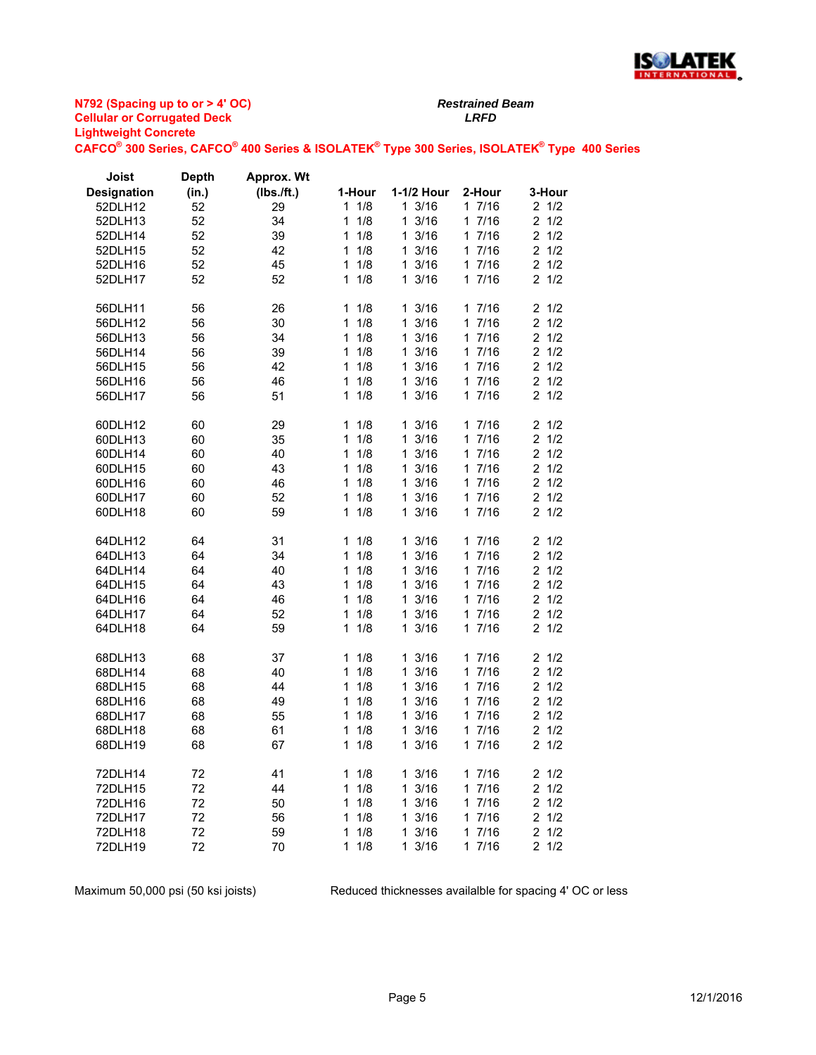**N792 (Spacing up to or > 4' OC)**
**Cellular or Corrugated Deck**
**Lightweight Concrete**
**CAFCO® 300 Series, CAFCO® 400 Series & ISOLATEK® Type 300 Series, ISOLATEK® Type 400 Series**

***Restrained Beam***
***LRFD***

| Joist Designation | Depth (in.) | Approx. Wt (lbs./ft.) | 1-Hour | 1-1/2 Hour | 2-Hour | 3-Hour |
|---|---|---|---|---|---|---|
| 52DLH12 | 52 | 29 | 1 1/8 | 1 3/16 | 1 7/16 | 2 1/2 |
| 52DLH13 | 52 | 34 | 1 1/8 | 1 3/16 | 1 7/16 | 2 1/2 |
| 52DLH14 | 52 | 39 | 1 1/8 | 1 3/16 | 1 7/16 | 2 1/2 |
| 52DLH15 | 52 | 42 | 1 1/8 | 1 3/16 | 1 7/16 | 2 1/2 |
| 52DLH16 | 52 | 45 | 1 1/8 | 1 3/16 | 1 7/16 | 2 1/2 |
| 52DLH17 | 52 | 52 | 1 1/8 | 1 3/16 | 1 7/16 | 2 1/2 |
| | | | | | | |
| 56DLH11 | 56 | 26 | 1 1/8 | 1 3/16 | 1 7/16 | 2 1/2 |
| 56DLH12 | 56 | 30 | 1 1/8 | 1 3/16 | 1 7/16 | 2 1/2 |
| 56DLH13 | 56 | 34 | 1 1/8 | 1 3/16 | 1 7/16 | 2 1/2 |
| 56DLH14 | 56 | 39 | 1 1/8 | 1 3/16 | 1 7/16 | 2 1/2 |
| 56DLH15 | 56 | 42 | 1 1/8 | 1 3/16 | 1 7/16 | 2 1/2 |
| 56DLH16 | 56 | 46 | 1 1/8 | 1 3/16 | 1 7/16 | 2 1/2 |
| 56DLH17 | 56 | 51 | 1 1/8 | 1 3/16 | 1 7/16 | 2 1/2 |
| | | | | | | |
| 60DLH12 | 60 | 29 | 1 1/8 | 1 3/16 | 1 7/16 | 2 1/2 |
| 60DLH13 | 60 | 35 | 1 1/8 | 1 3/16 | 1 7/16 | 2 1/2 |
| 60DLH14 | 60 | 40 | 1 1/8 | 1 3/16 | 1 7/16 | 2 1/2 |
| 60DLH15 | 60 | 43 | 1 1/8 | 1 3/16 | 1 7/16 | 2 1/2 |
| 60DLH16 | 60 | 46 | 1 1/8 | 1 3/16 | 1 7/16 | 2 1/2 |
| 60DLH17 | 60 | 52 | 1 1/8 | 1 3/16 | 1 7/16 | 2 1/2 |
| 60DLH18 | 60 | 59 | 1 1/8 | 1 3/16 | 1 7/16 | 2 1/2 |
| | | | | | | |
| 64DLH12 | 64 | 31 | 1 1/8 | 1 3/16 | 1 7/16 | 2 1/2 |
| 64DLH13 | 64 | 34 | 1 1/8 | 1 3/16 | 1 7/16 | 2 1/2 |
| 64DLH14 | 64 | 40 | 1 1/8 | 1 3/16 | 1 7/16 | 2 1/2 |
| 64DLH15 | 64 | 43 | 1 1/8 | 1 3/16 | 1 7/16 | 2 1/2 |
| 64DLH16 | 64 | 46 | 1 1/8 | 1 3/16 | 1 7/16 | 2 1/2 |
| 64DLH17 | 64 | 52 | 1 1/8 | 1 3/16 | 1 7/16 | 2 1/2 |
| 64DLH18 | 64 | 59 | 1 1/8 | 1 3/16 | 1 7/16 | 2 1/2 |
| | | | | | | |
| 68DLH13 | 68 | 37 | 1 1/8 | 1 3/16 | 1 7/16 | 2 1/2 |
| 68DLH14 | 68 | 40 | 1 1/8 | 1 3/16 | 1 7/16 | 2 1/2 |
| 68DLH15 | 68 | 44 | 1 1/8 | 1 3/16 | 1 7/16 | 2 1/2 |
| 68DLH16 | 68 | 49 | 1 1/8 | 1 3/16 | 1 7/16 | 2 1/2 |
| 68DLH17 | 68 | 55 | 1 1/8 | 1 3/16 | 1 7/16 | 2 1/2 |
| 68DLH18 | 68 | 61 | 1 1/8 | 1 3/16 | 1 7/16 | 2 1/2 |
| 68DLH19 | 68 | 67 | 1 1/8 | 1 3/16 | 1 7/16 | 2 1/2 |
| | | | | | | |
| 72DLH14 | 72 | 41 | 1 1/8 | 1 3/16 | 1 7/16 | 2 1/2 |
| 72DLH15 | 72 | 44 | 1 1/8 | 1 3/16 | 1 7/16 | 2 1/2 |
| 72DLH16 | 72 | 50 | 1 1/8 | 1 3/16 | 1 7/16 | 2 1/2 |
| 72DLH17 | 72 | 56 | 1 1/8 | 1 3/16 | 1 7/16 | 2 1/2 |
| 72DLH18 | 72 | 59 | 1 1/8 | 1 3/16 | 1 7/16 | 2 1/2 |
| 72DLH19 | 72 | 70 | 1 1/8 | 1 3/16 | 1 7/16 | 2 1/2 |

Maximum 50,000 psi (50 ksi joists)

Reduced thicknesses availalble for spacing 4' OC or less

12/1/2016